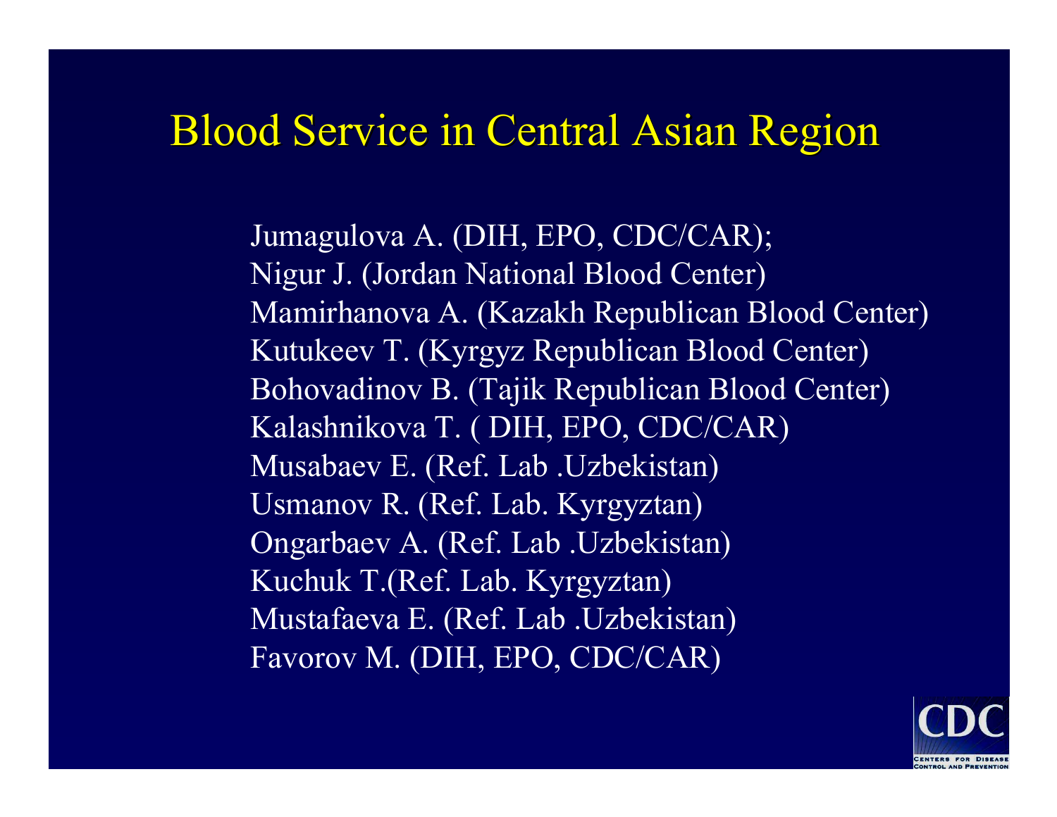# Blood Service in Central Asian Region

Jumagulova A. (DIH, EPO, CDC/CAR);
Nigur J. (Jordan National Blood Center)
Mamirhanova A. (Kazakh Republican Blood Center)
Kutukeev T. (Kyrgyz Republican Blood Center)
Bohovadinov B. (Tajik Republican Blood Center)
Kalashnikova T. ( DIH, EPO, CDC/CAR)
Musabaev E. (Ref. Lab .Uzbekistan)
Usmanov R. (Ref. Lab. Kyrgyztan)
Ongarbaev A. (Ref. Lab .Uzbekistan)
Kuchuk T.(Ref. Lab. Kyrgyztan)
Mustafaeva E. (Ref. Lab .Uzbekistan)
Favorov M. (DIH, EPO, CDC/CAR)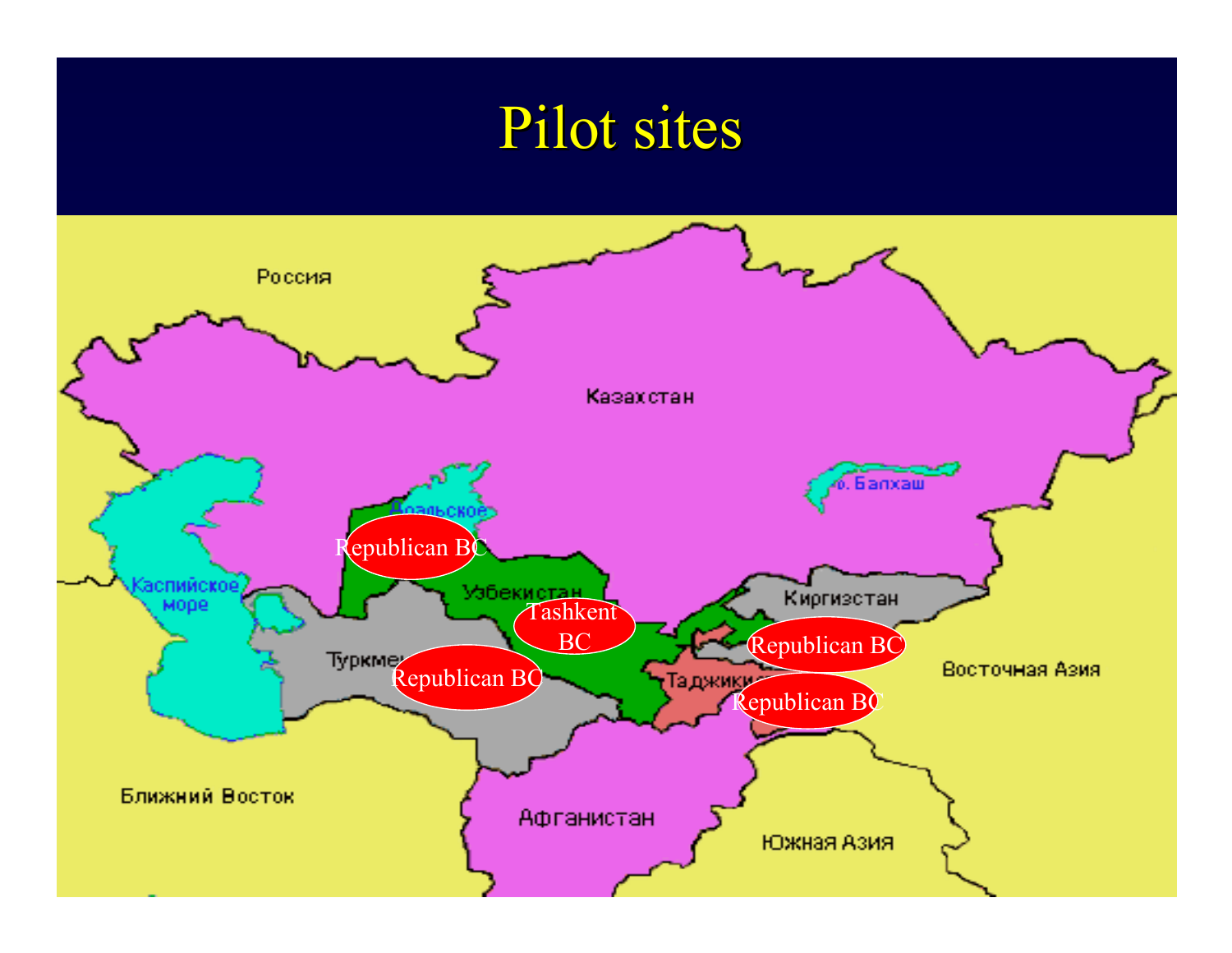# Pilot sites

Россия

Казахстан

Аральское

Республиканский

Republican BC

Каспийское море

Узбекистан

Tashkent BC

Киргизстан

Republican BC

Туркмен

Republican BC

Таджикистан

Republican BC

Восточная Азия

Ближний Восток

Афганистан

Южная Азия

оз. Балхаш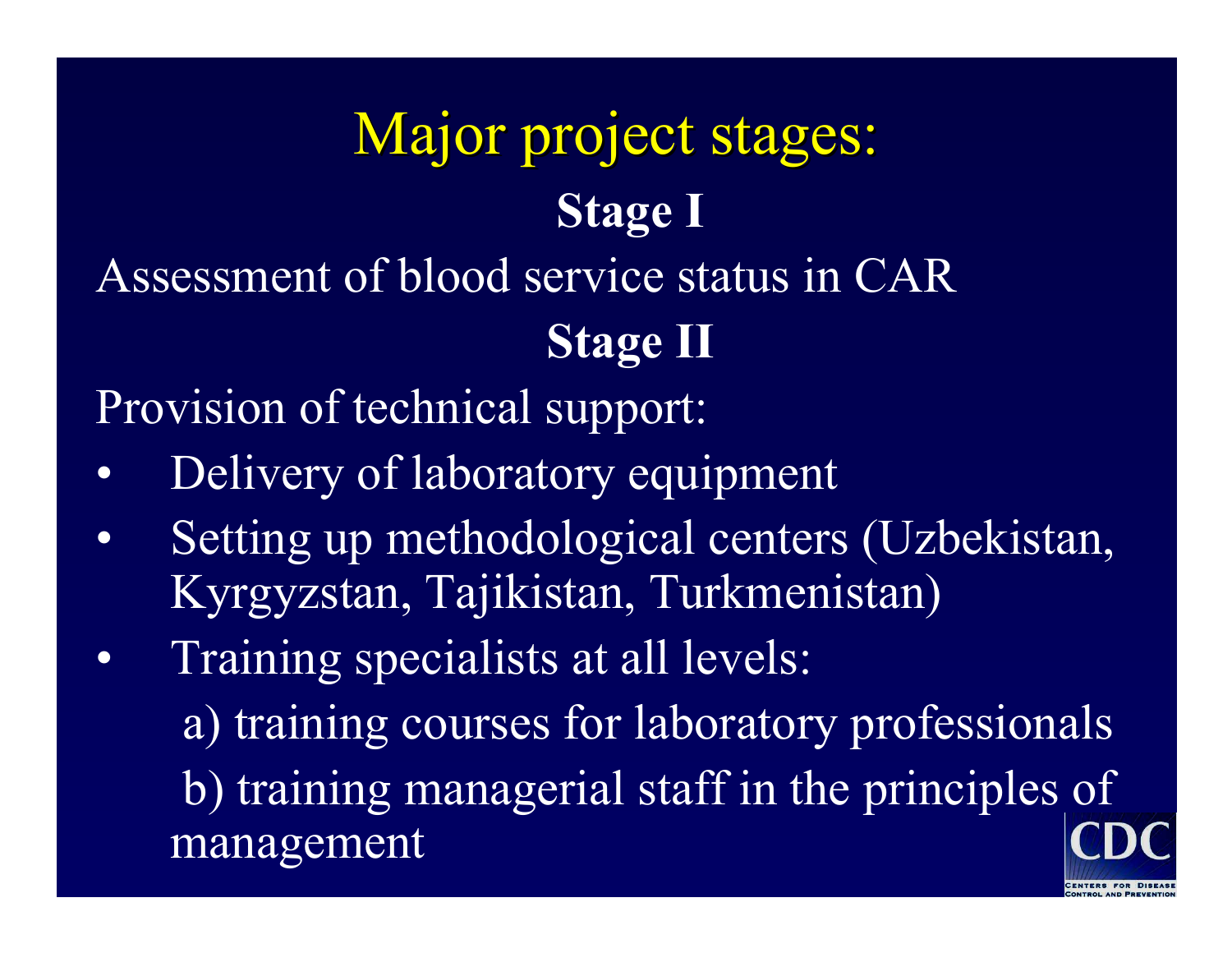# Major project stages:

### Stage I

Assessment of blood service status in CAR

### Stage II

Provision of technical support:

- Delivery of laboratory equipment
- Setting up methodological centers (Uzbekistan, Kyrgyzstan, Tajikistan, Turkmenistan)
- Training specialists at all levels:
  - a) training courses for laboratory professionals
  - b) training managerial staff in the principles of management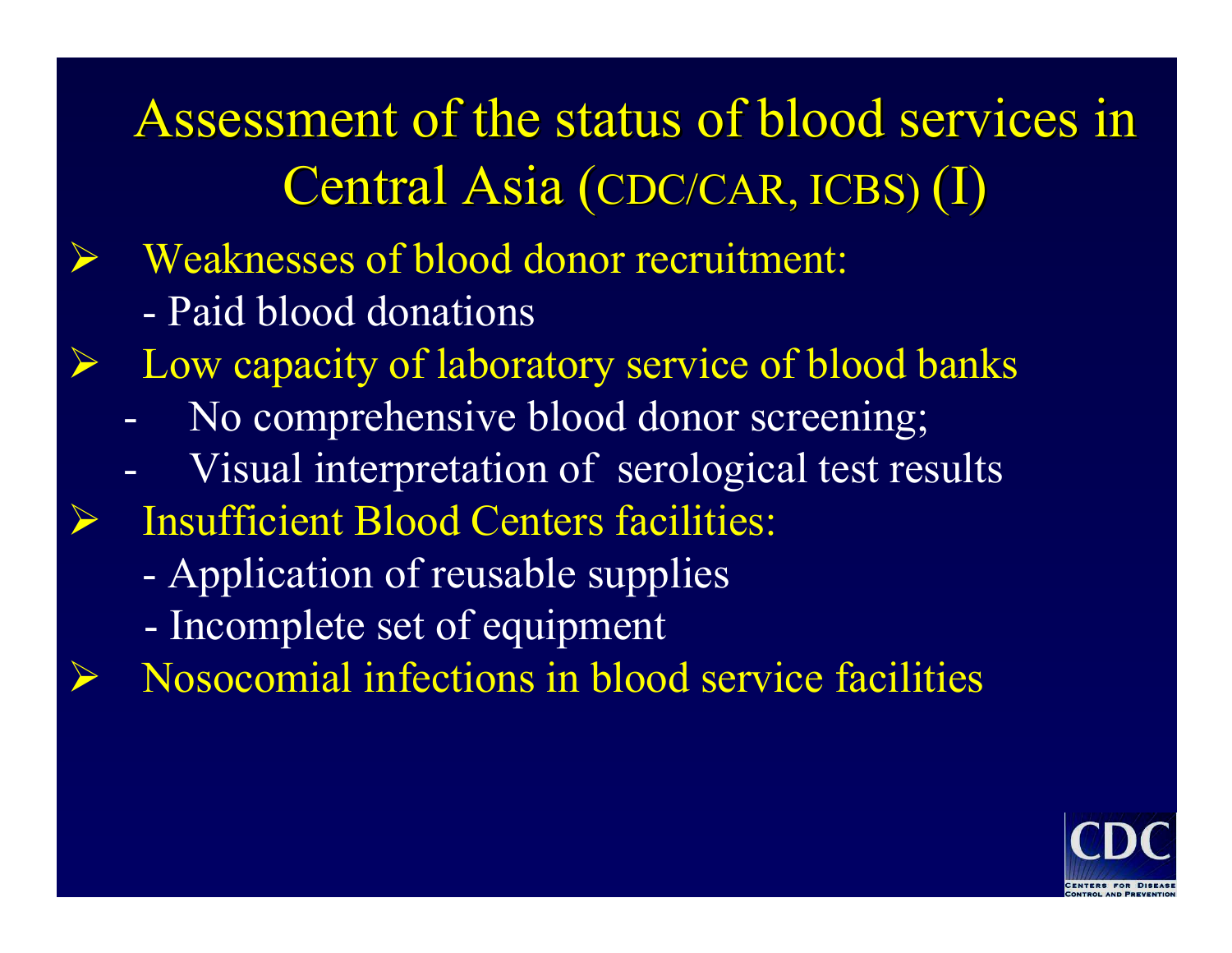# Assessment of the status of blood services in Central Asia (CDC/CAR, ICBS) (I)

- Weaknesses of blood donor recruitment:
  - Paid blood donations
- Low capacity of laboratory service of blood banks
  - No comprehensive blood donor screening;
  - Visual interpretation of serological test results
- Insufficient Blood Centers facilities:
  - Application of reusable supplies
  - Incomplete set of equipment
- Nosocomial infections in blood service facilities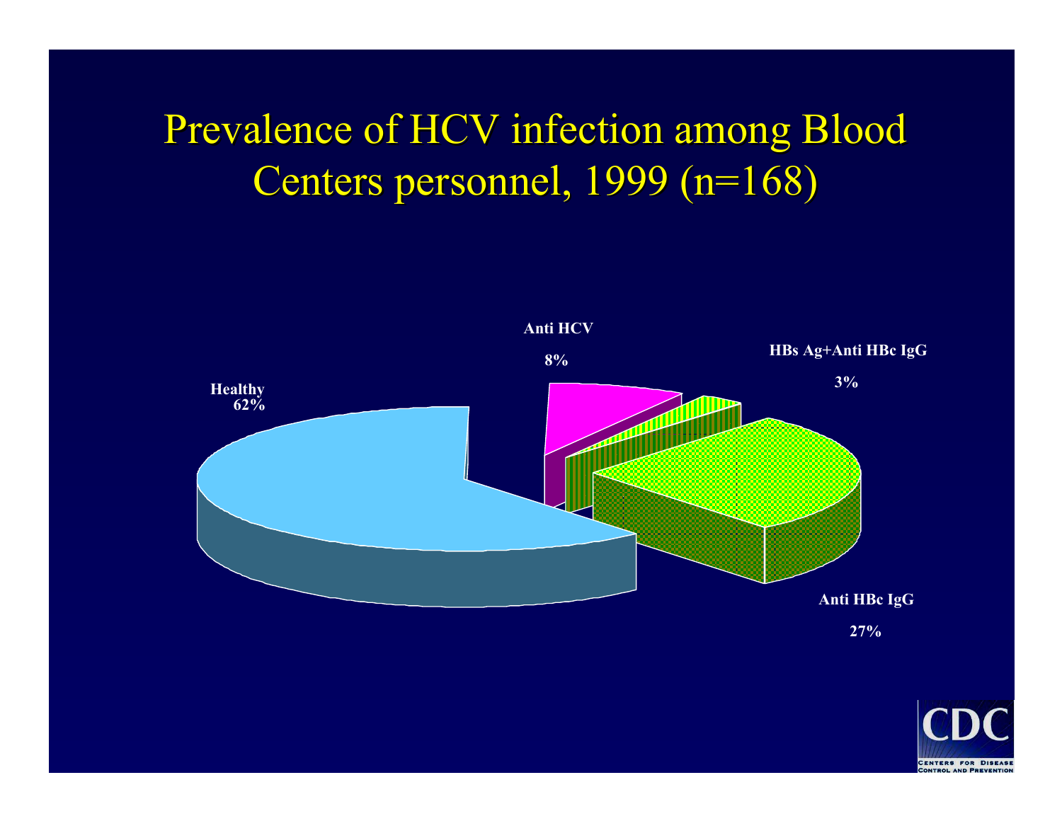# Prevalence of HCV infection among Blood Centers personnel, 1999 (n=168)

Healthy 62%

Anti HCV 8%

HBs Ag+Anti HBc IgG 3%

Anti HBc IgG 27%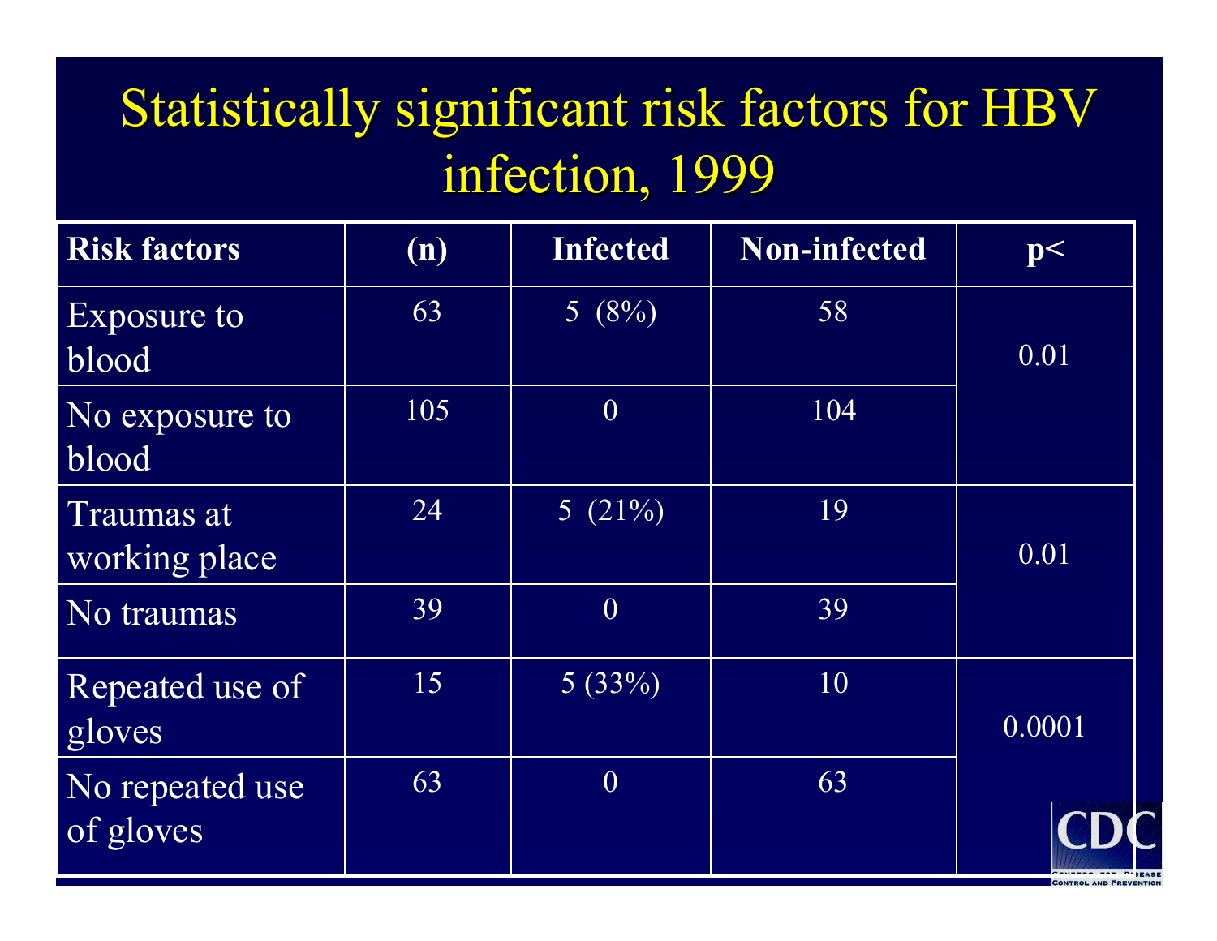# Statistically significant risk factors for HBV infection, 1999

| Risk factors | (n) | Infected | Non-infected | p< |
|---|---|---|---|---|
| Exposure to blood | 63 | 5 (8%) | 58 | 0.01 |
| No exposure to blood | 105 | 0 | 104 | |
| Traumas at working place | 24 | 5 (21%) | 19 | 0.01 |
| No traumas | 39 | 0 | 39 | |
| Repeated use of gloves | 15 | 5 (33%) | 10 | 0.0001 |
| No repeated use of gloves | 63 | 0 | 63 | |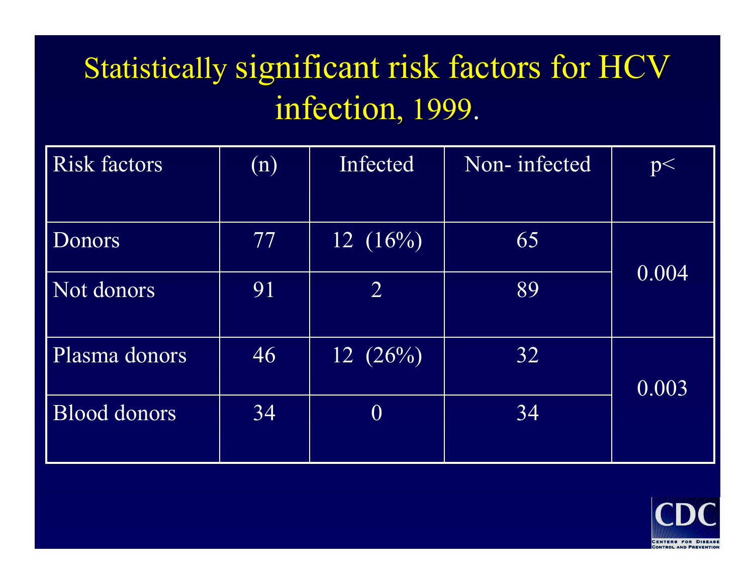# Statistically significant risk factors for HCV infection, 1999.

| Risk factors | (n) | Infected | Non- infected | p< |
|---|---|---|---|---|
| Donors | 77 | 12 (16%) | 65 | 0.004 |
| Not donors | 91 | 2 | 89 | |
| Plasma donors | 46 | 12 (26%) | 32 | 0.003 |
| Blood donors | 34 | 0 | 34 | |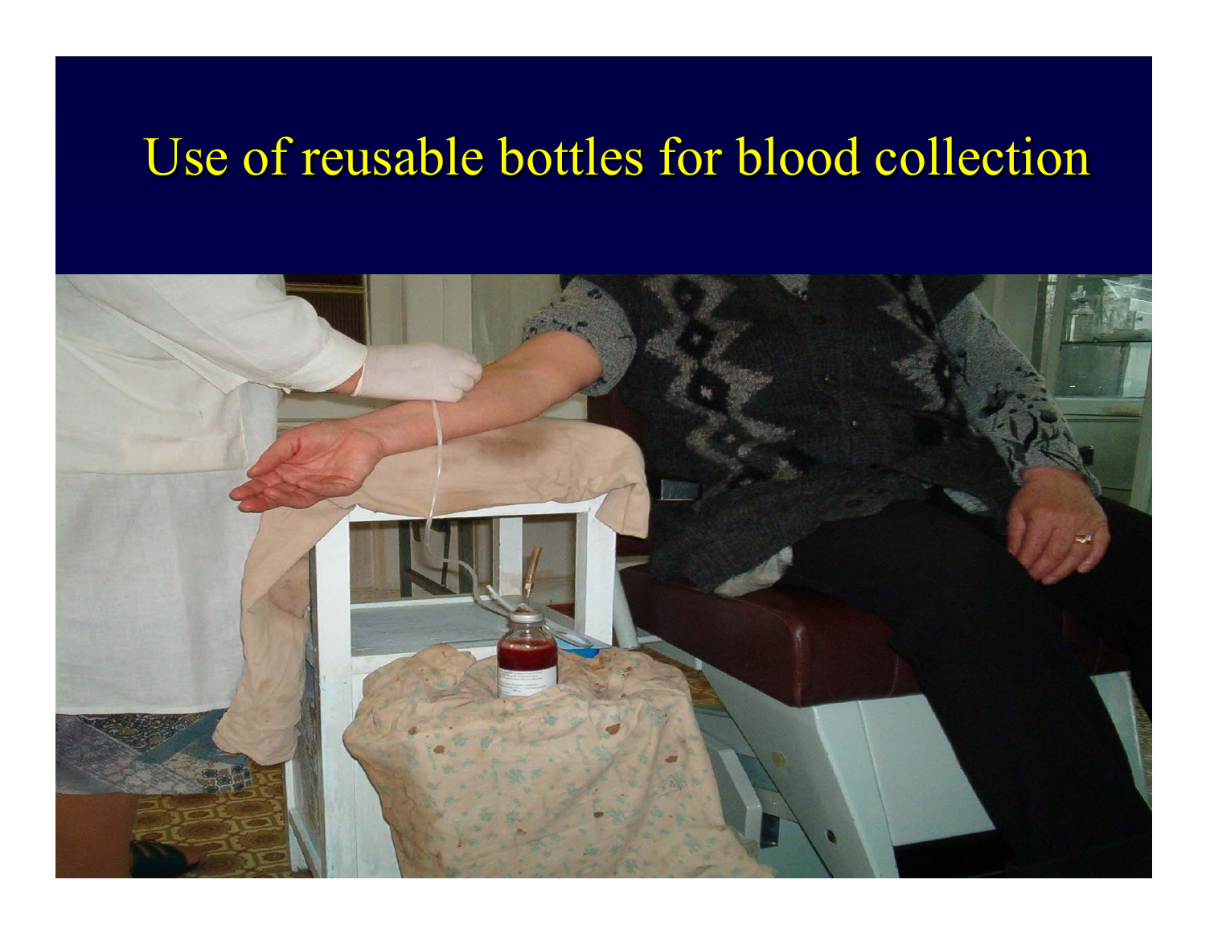# Use of reusable bottles for blood collection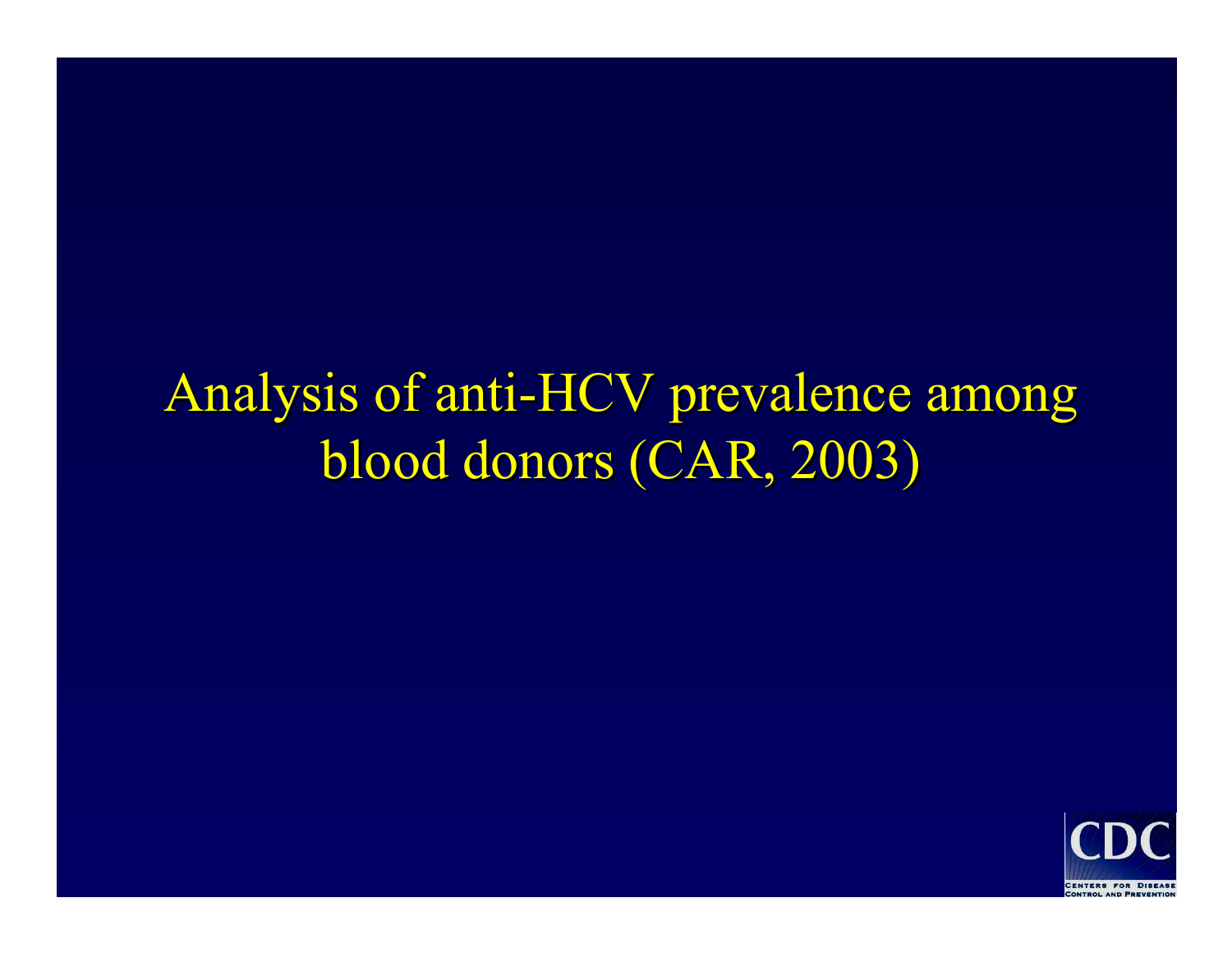# Analysis of anti-HCV prevalence among blood donors (CAR, 2003)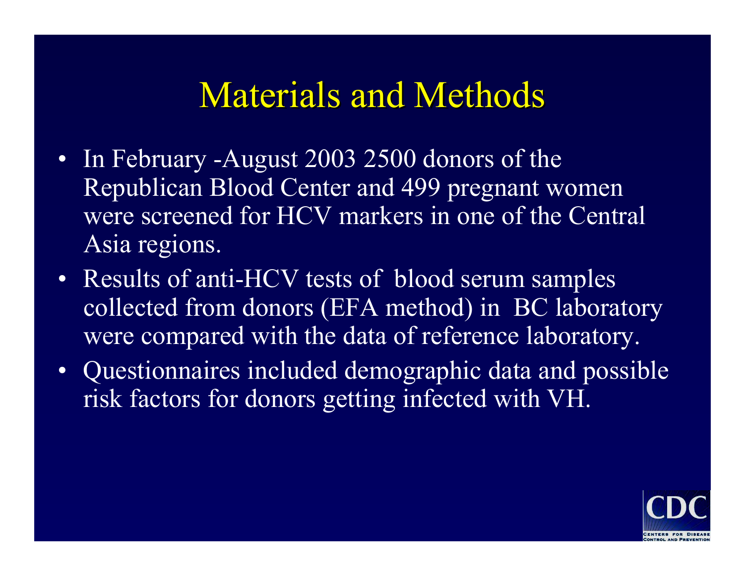# Materials and Methods

- In February -August 2003 2500 donors of the Republican Blood Center and 499 pregnant women were screened for HCV markers in one of the Central Asia regions.
- Results of anti-HCV tests of blood serum samples collected from donors (EFA method) in BC laboratory were compared with the data of reference laboratory.
- Questionnaires included demographic data and possible risk factors for donors getting infected with VH.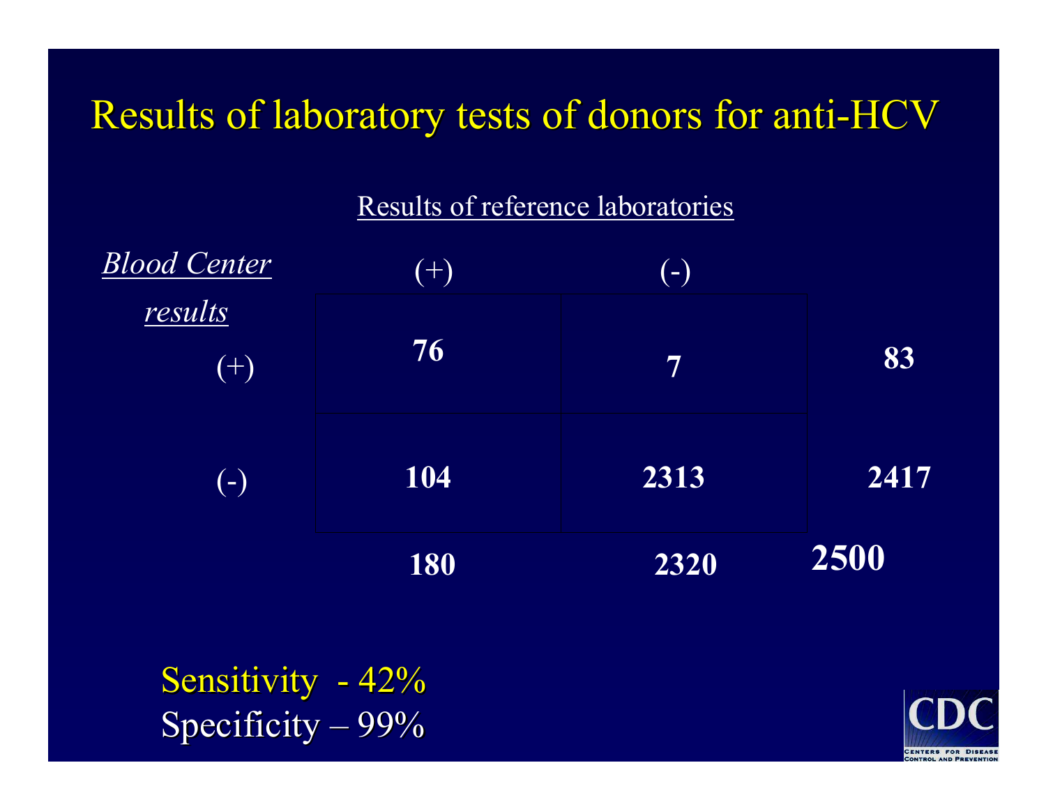# Results of laboratory tests of donors for anti-HCV

| *Blood Center results* | Results of reference laboratories (+) | Results of reference laboratories (-) | |
|---|---|---|---|
| (+) | **76** | **7** | **83** |
| (-) | **104** | **2313** | **2417** |
| | **180** | **2320** | **2500** |

Sensitivity - 42%
Specificity – 99%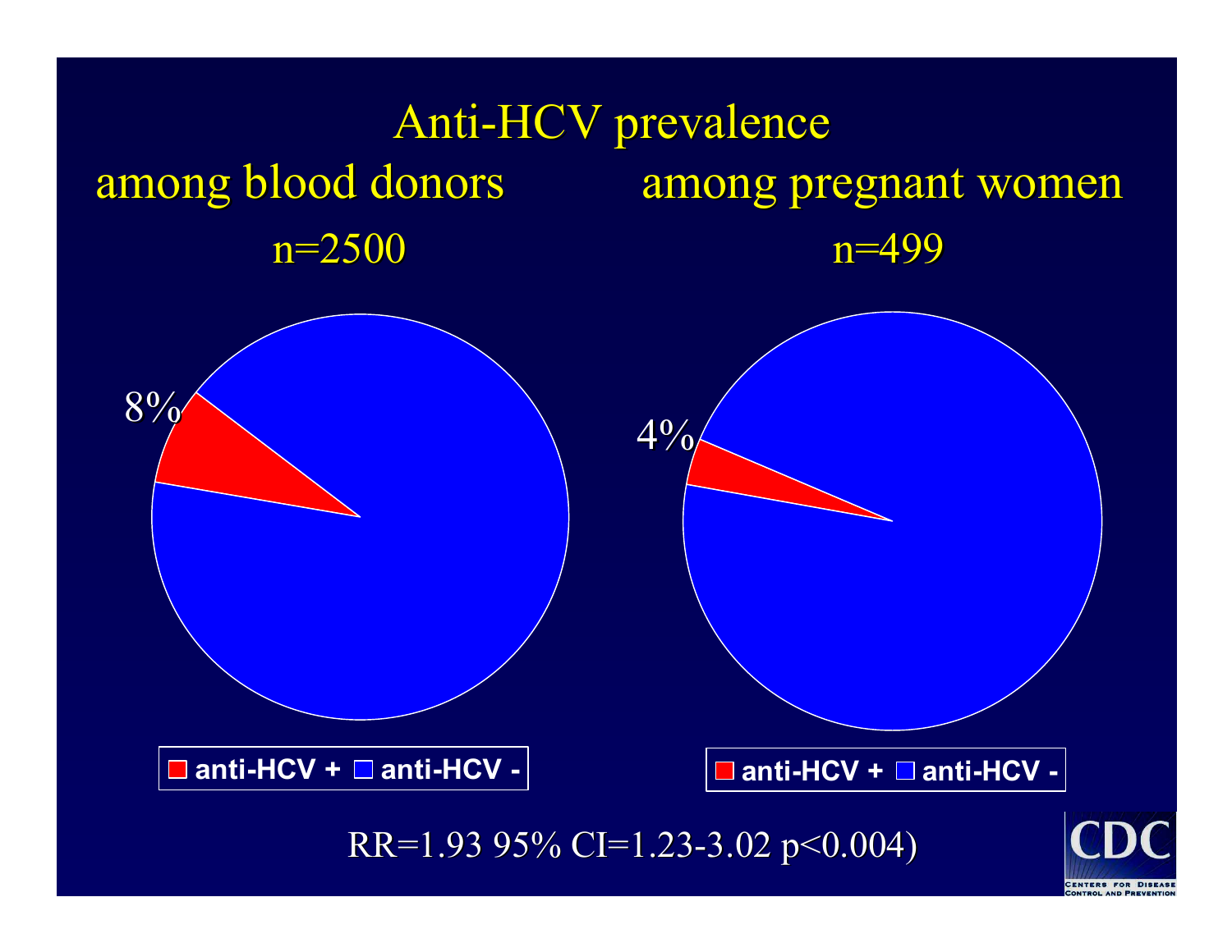# Anti-HCV prevalence

## among blood donors

n=2500

8%

anti-HCV + anti-HCV -

## among pregnant women

n=499

4%

anti-HCV + anti-HCV -

RR=1.93 95% CI=1.23-3.02 p<0.004)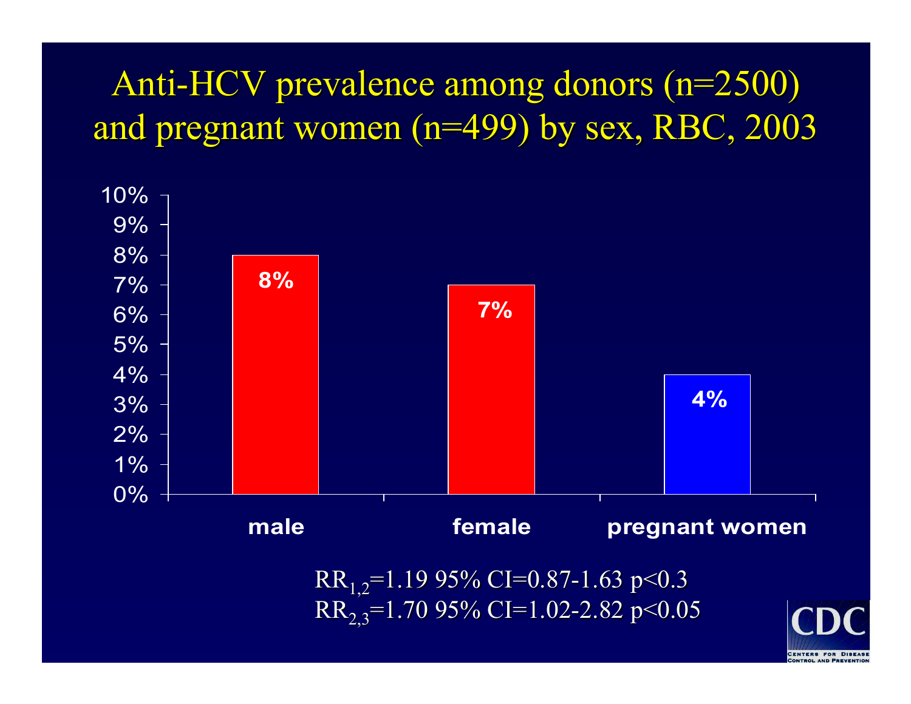# Anti-HCV prevalence among donors (n=2500) and pregnant women (n=499) by sex, RBC, 2003

| Group | Anti-HCV prevalence |
| --- | --- |
| male | 8% |
| female | 7% |
| pregnant women | 4% |

$RR_{1,2}$=1.19 95% CI=0.87-1.63 $p<0.3$

$RR_{2,3}$=1.70 95% CI=1.02-2.82 $p<0.05$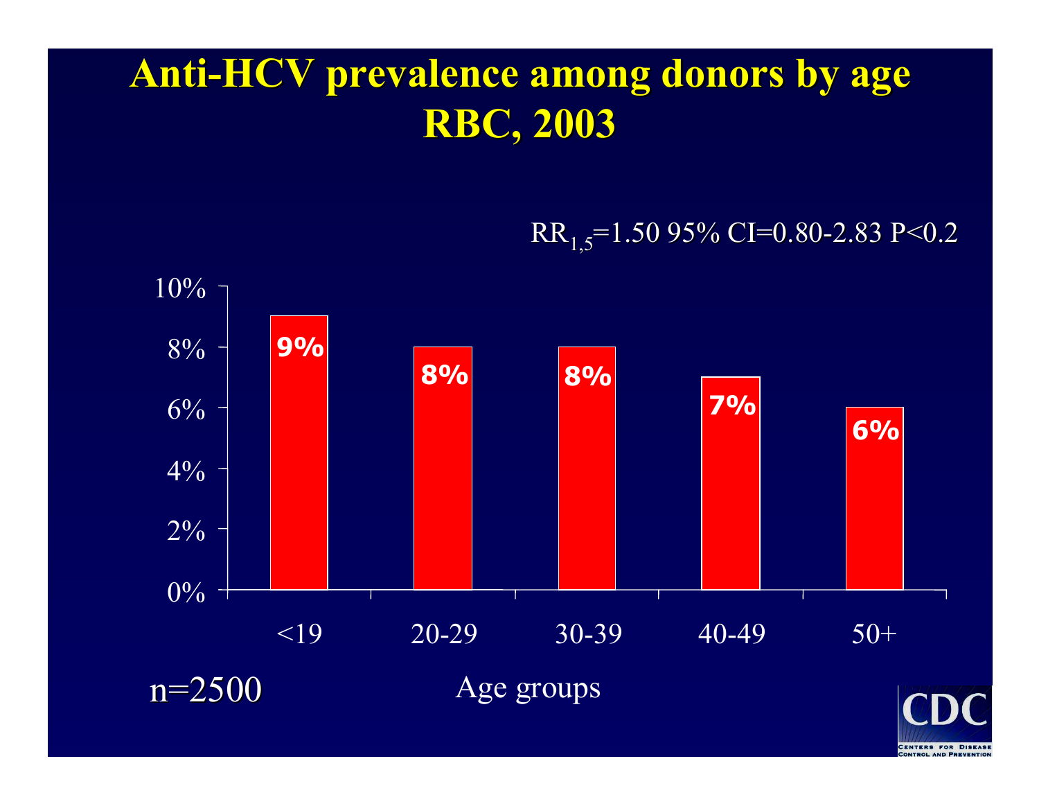# Anti-HCV prevalence among donors by age RBC, 2003

$RR_{1,5}$=1.50 95% CI=0.80-2.83 P<0.2

| Age groups | Anti-HCV prevalence |
|---|---|
| <19 | 9% |
| 20-29 | 8% |
| 30-39 | 8% |
| 40-49 | 7% |
| 50+ | 6% |

n=2500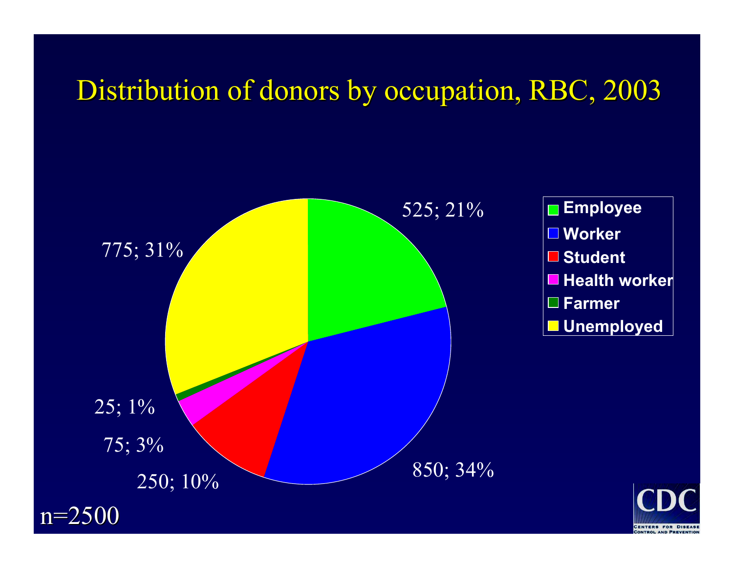# Distribution of donors by occupation, RBC, 2003

| Occupation | Number; % |
| --- | --- |
| Employee | 525; 21% |
| Worker | 850; 34% |
| Student | 250; 10% |
| Health worker | 75; 3% |
| Farmer | 25; 1% |
| Unemployed | 775; 31% |

n=2500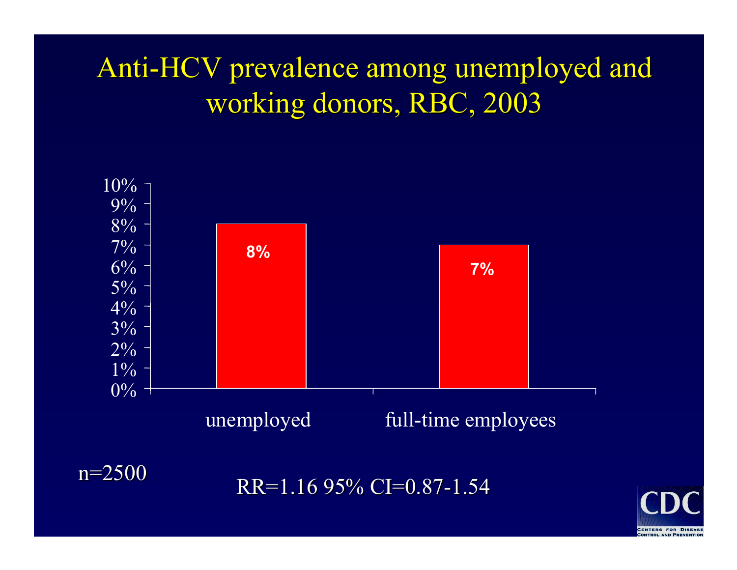# Anti-HCV prevalence among unemployed and working donors, RBC, 2003

| Group | Anti-HCV prevalence |
|---|---|
| unemployed | 8% |
| full-time employees | 7% |

n=2500

RR=1.16 95% CI=0.87-1.54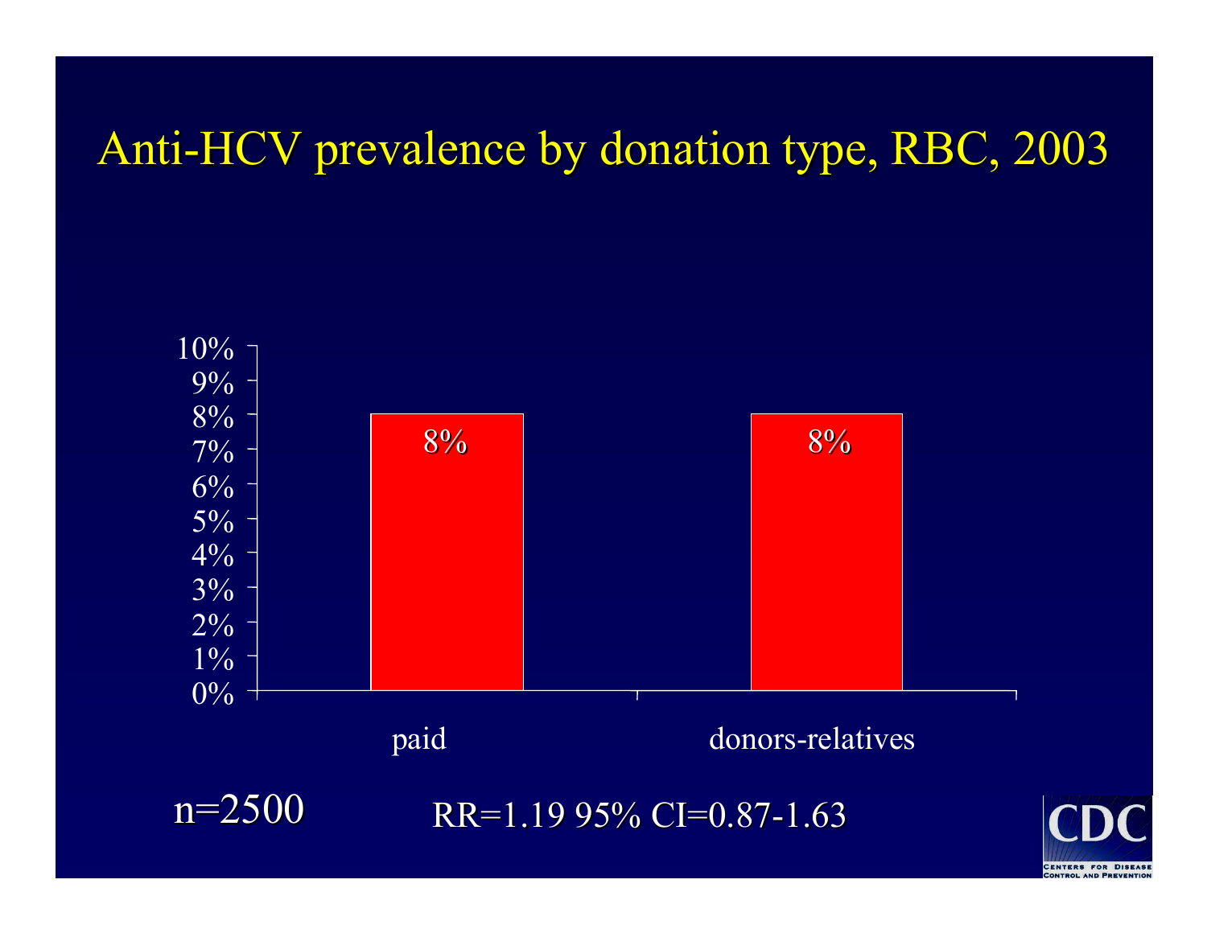# Anti-HCV prevalence by donation type, RBC, 2003

| Donation type | Anti-HCV prevalence |
| --- | --- |
| paid | 8% |
| donors-relatives | 8% |

n=2500

RR=1.19 95% CI=0.87-1.63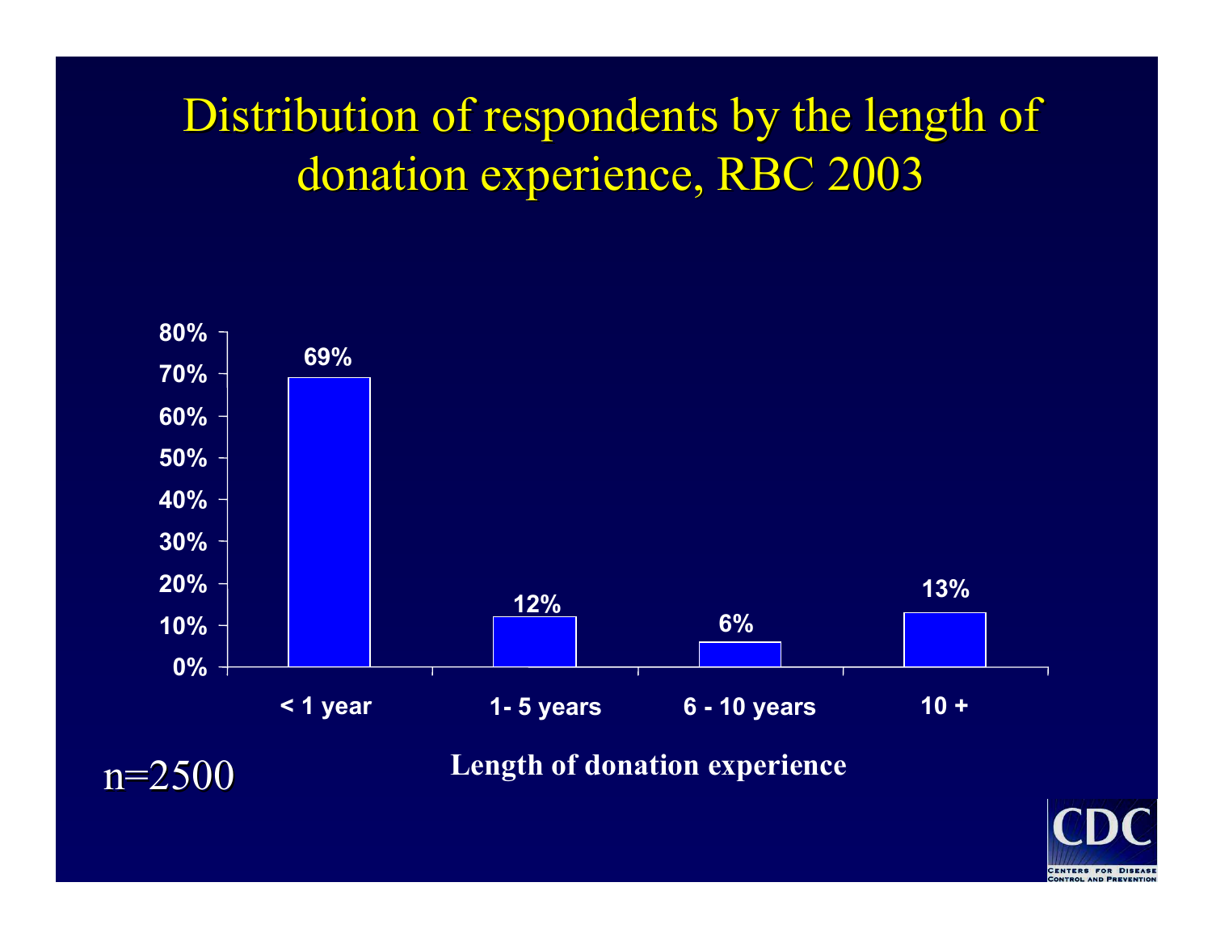# Distribution of respondents by the length of donation experience, RBC 2003

| Length of donation experience | Percent |
| --- | --- |
| < 1 year | 69% |
| 1- 5 years | 12% |
| 6 - 10 years | 6% |
| 10 + | 13% |

n=2500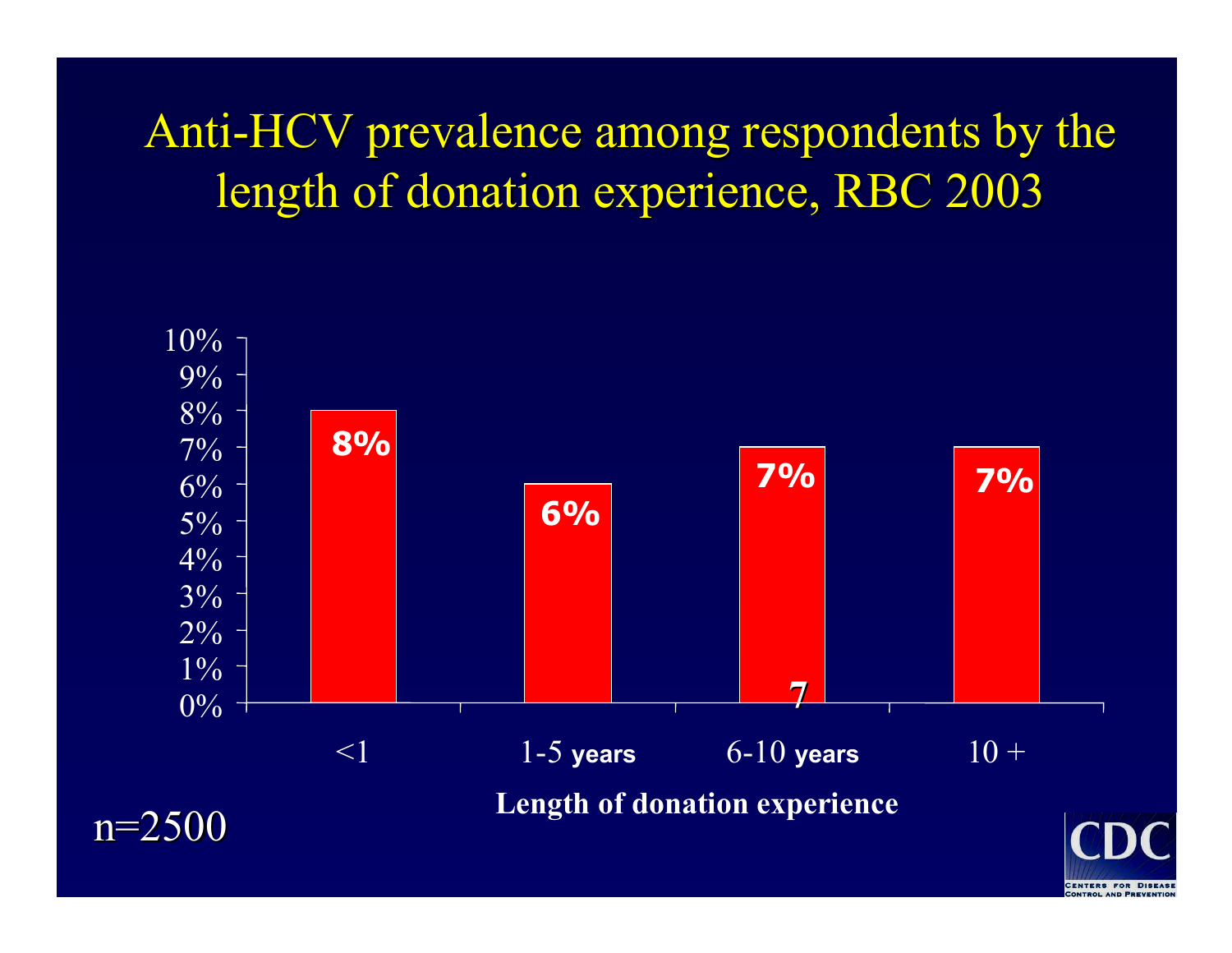# Anti-HCV prevalence among respondents by the length of donation experience, RBC 2003

| Length of donation experience | Anti-HCV prevalence |
| --- | --- |
| <1 | 8% |
| 1-5 years | 6% |
| 6-10 years | 7% |
| 10 + | 7% |

n=2500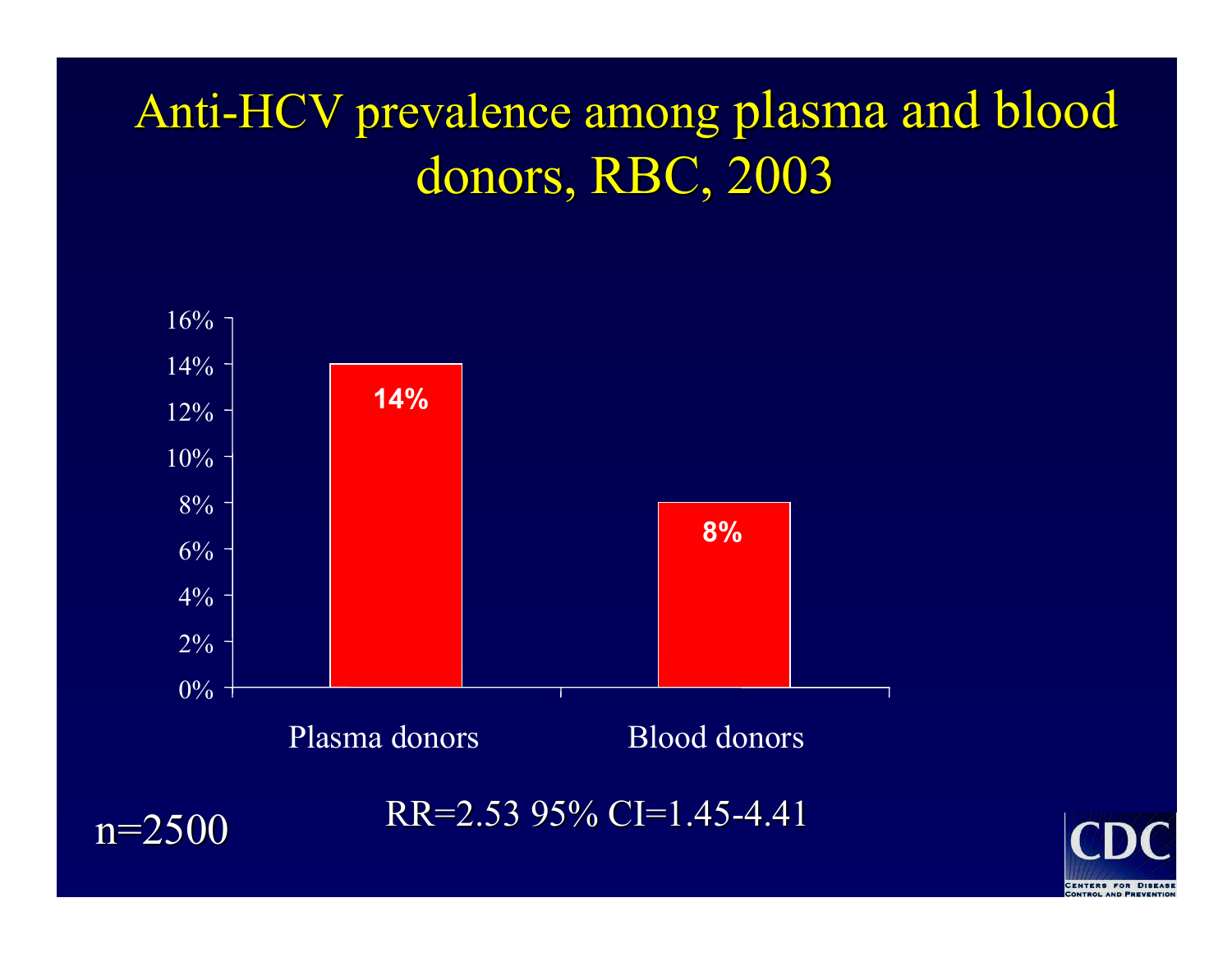# Anti-HCV prevalence among plasma and blood donors, RBC, 2003

| | Anti-HCV prevalence |
|---|---|
| Plasma donors | 14% |
| Blood donors | 8% |

RR=2.53 95% CI=1.45-4.41

n=2500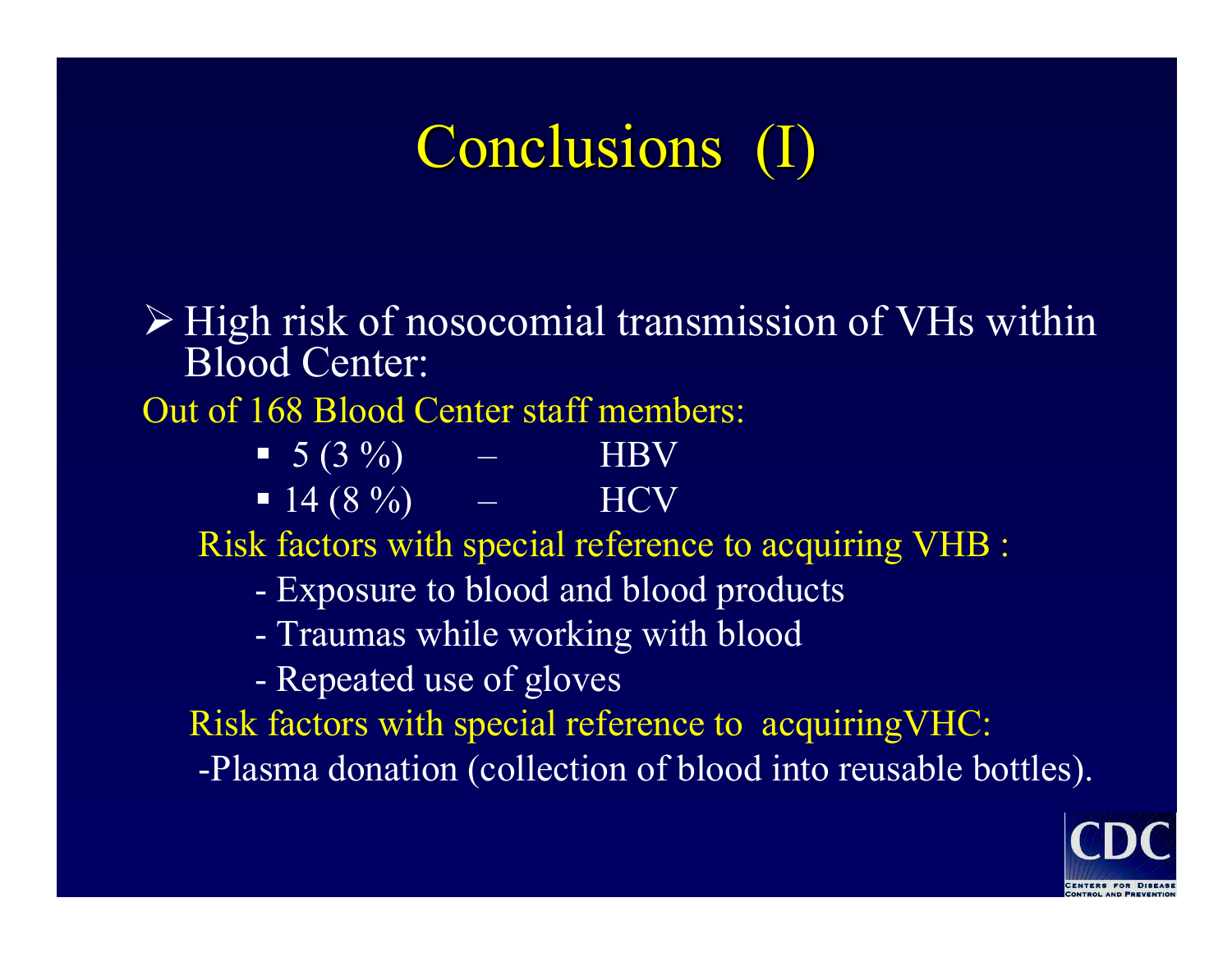# Conclusions (I)

- High risk of nosocomial transmission of VHs within Blood Center:

Out of 168 Blood Center staff members:

- 5 (3 %) – HBV
- 14 (8 %) – HCV

Risk factors with special reference to acquiring VHB :

- Exposure to blood and blood products
- Traumas while working with blood
- Repeated use of gloves

Risk factors with special reference to acquiringVHC:

-Plasma donation (collection of blood into reusable bottles).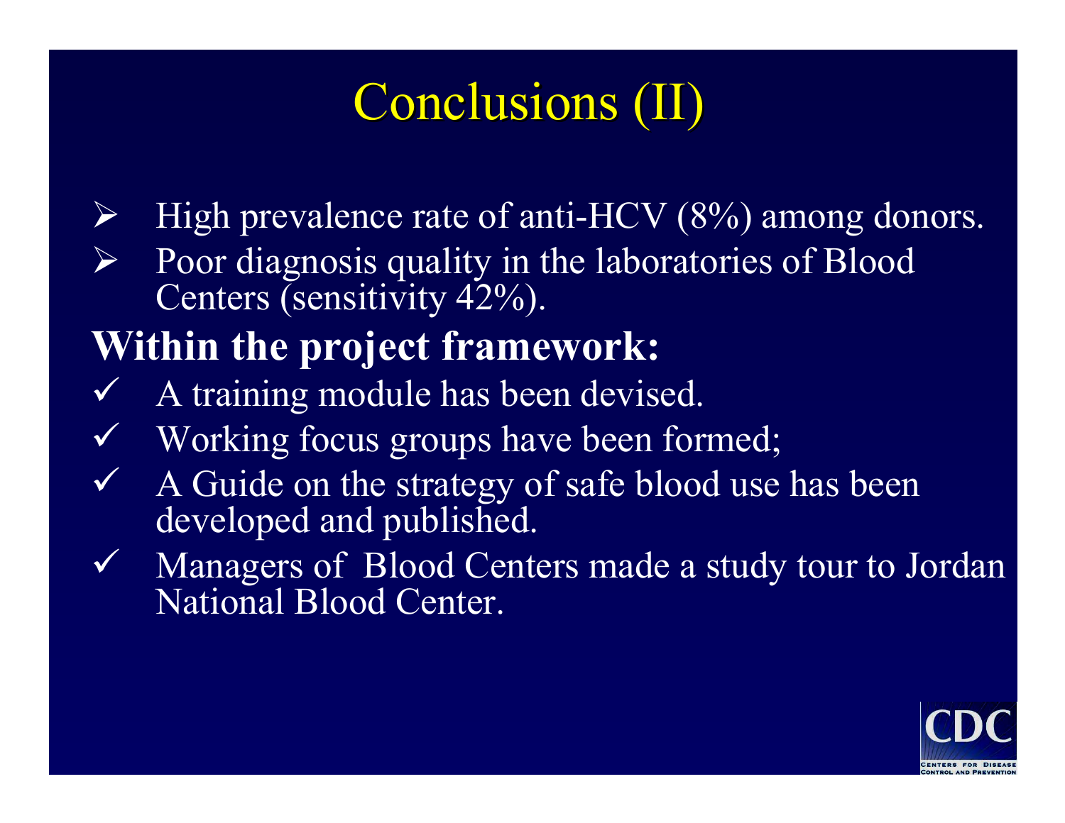# Conclusions (II)

- High prevalence rate of anti-HCV (8%) among donors.
- Poor diagnosis quality in the laboratories of Blood Centers (sensitivity 42%).

**Within the project framework:**

- ✓ A training module has been devised.
- ✓ Working focus groups have been formed;
- ✓ A Guide on the strategy of safe blood use has been developed and published.
- ✓ Managers of Blood Centers made a study tour to Jordan National Blood Center.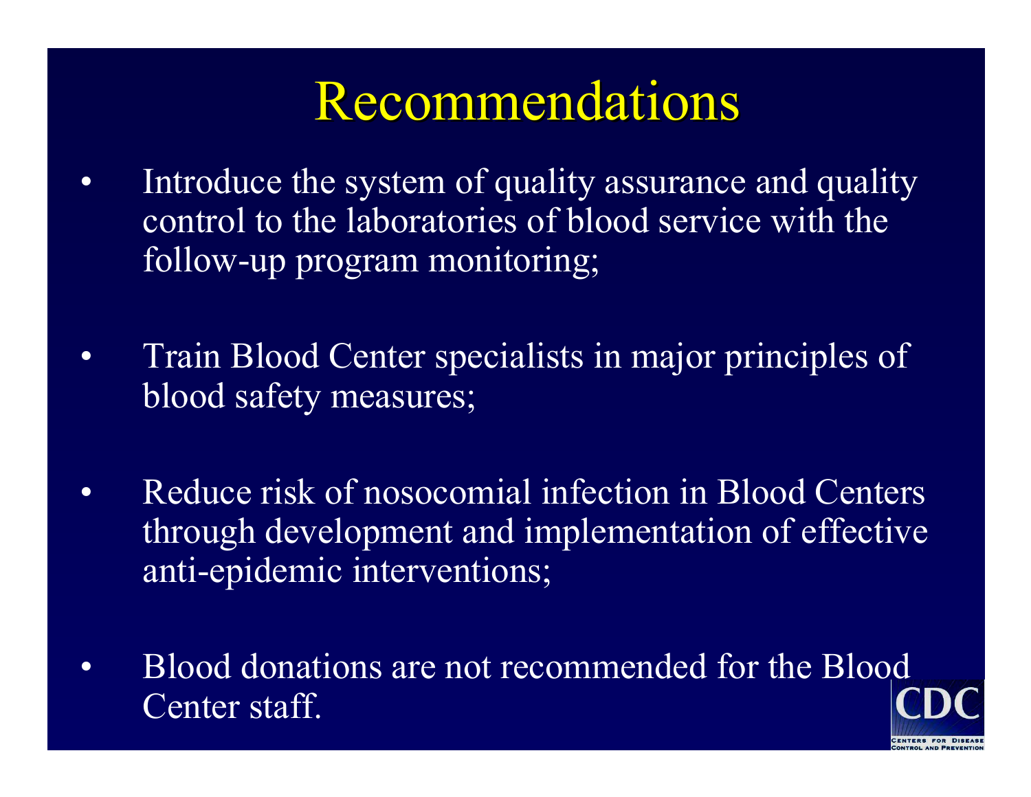# Recommendations

- Introduce the system of quality assurance and quality control to the laboratories of blood service with the follow-up program monitoring;
- Train Blood Center specialists in major principles of blood safety measures;
- Reduce risk of nosocomial infection in Blood Centers through development and implementation of effective anti-epidemic interventions;
- Blood donations are not recommended for the Blood Center staff.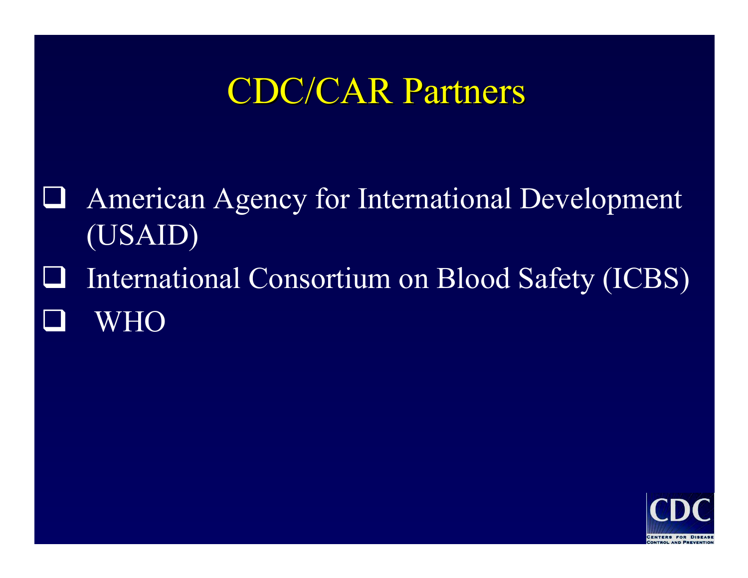# CDC/CAR Partners

- American Agency for International Development (USAID)
- International Consortium on Blood Safety (ICBS)
- WHO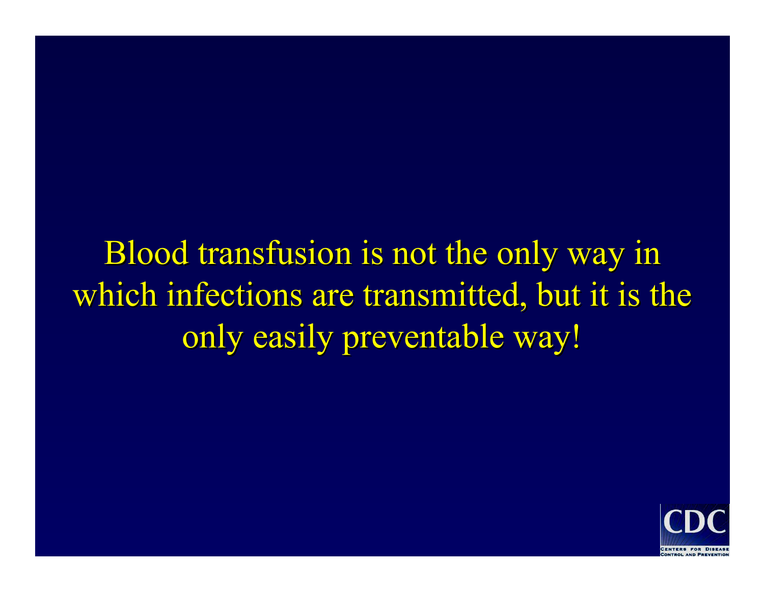Blood transfusion is not the only way in which infections are transmitted, but it is the only easily preventable way!